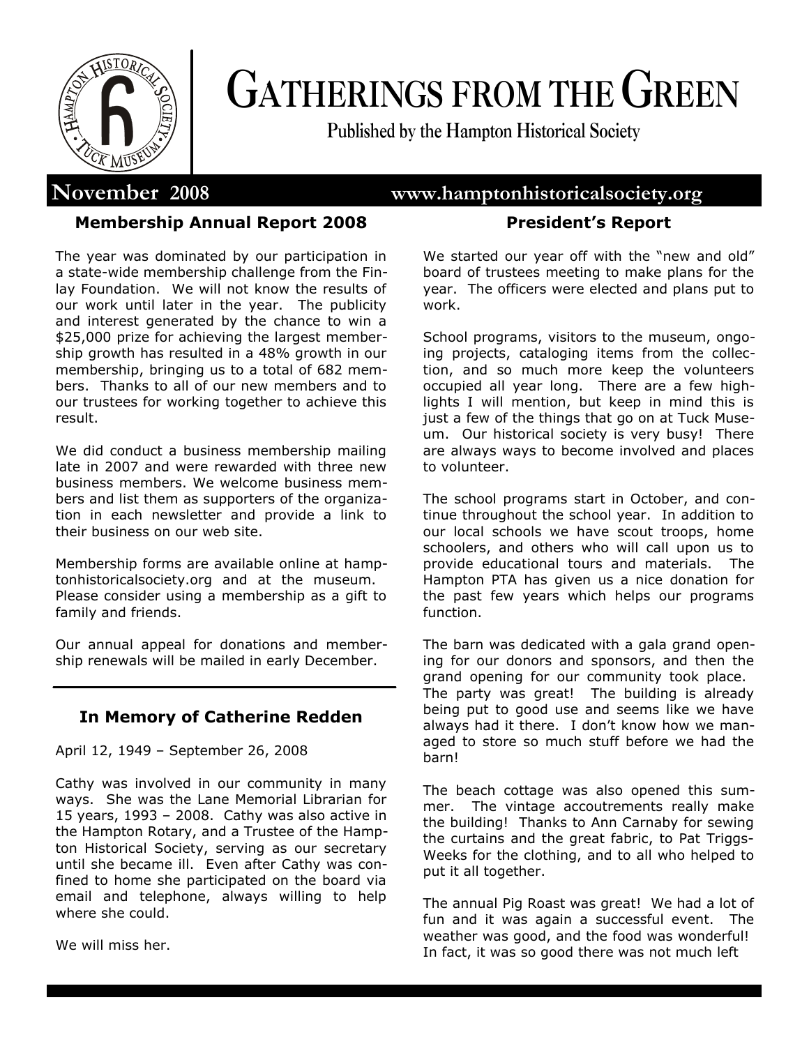# GATHERINGS FROM THE GREEN

**Published by the Hampton Historical Society**

**November 2008** **www.hamptonhistoricalsociety.org**

## Membership Annual Report 2008

The year was dominated by our participation in a state-wide membership challenge from the Finlay Foundation. We will not know the results of our work until later in the year. The publicity and interest generated by the chance to win a $25,000 prize for achieving the largest membership growth has resulted in a 48% growth in our membership, bringing us to a total of 682 members. Thanks to all of our new members and to our trustees for working together to achieve this result.

We did conduct a business membership mailing late in 2007 and were rewarded with three new business members. We welcome business members and list them as supporters of the organization in each newsletter and provide a link to their business on our web site.

Membership forms are available online at hamptonhistoricalsociety.org and at the museum. Please consider using a membership as a gift to family and friends.

Our annual appeal for donations and membership renewals will be mailed in early December.

## In Memory of Catherine Redden

April 12, 1949 – September 26, 2008

Cathy was involved in our community in many ways. She was the Lane Memorial Librarian for 15 years, 1993 – 2008. Cathy was also active in the Hampton Rotary, and a Trustee of the Hampton Historical Society, serving as our secretary until she became ill. Even after Cathy was confined to home she participated on the board via email and telephone, always willing to help where she could.

We will miss her.

## President's Report

We started our year off with the "new and old" board of trustees meeting to make plans for the year. The officers were elected and plans put to work.

School programs, visitors to the museum, ongoing projects, cataloging items from the collection, and so much more keep the volunteers occupied all year long. There are a few highlights I will mention, but keep in mind this is just a few of the things that go on at Tuck Museum. Our historical society is very busy! There are always ways to become involved and places to volunteer.

The school programs start in October, and continue throughout the school year. In addition to our local schools we have scout troops, home schoolers, and others who will call upon us to provide educational tours and materials. The Hampton PTA has given us a nice donation for the past few years which helps our programs function.

The barn was dedicated with a gala grand opening for our donors and sponsors, and then the grand opening for our community took place. The party was great! The building is already being put to good use and seems like we have always had it there. I don't know how we managed to store so much stuff before we had the barn!

The beach cottage was also opened this summer. The vintage accoutrements really make the building! Thanks to Ann Carnaby for sewing the curtains and the great fabric, to Pat Triggs-Weeks for the clothing, and to all who helped to put it all together.

The annual Pig Roast was great! We had a lot of fun and it was again a successful event. The weather was good, and the food was wonderful! In fact, it was so good there was not much left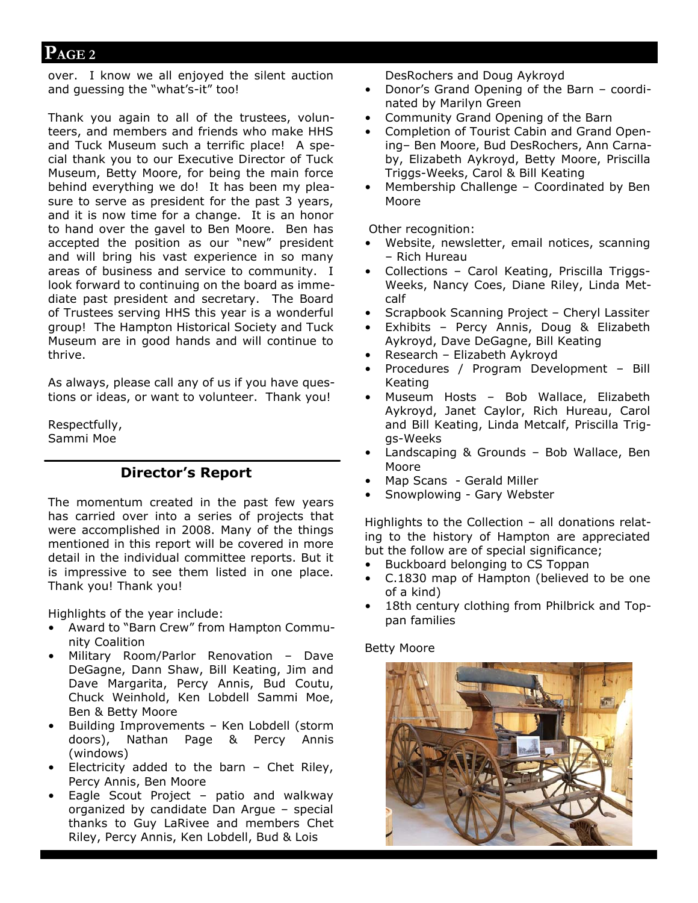over. I know we all enjoyed the silent auction and guessing the "what's-it" too!

Thank you again to all of the trustees, volunteers, and members and friends who make HHS and Tuck Museum such a terrific place! A special thank you to our Executive Director of Tuck Museum, Betty Moore, for being the main force behind everything we do! It has been my pleasure to serve as president for the past 3 years, and it is now time for a change. It is an honor to hand over the gavel to Ben Moore. Ben has accepted the position as our "new" president and will bring his vast experience in so many areas of business and service to community. I look forward to continuing on the board as immediate past president and secretary. The Board of Trustees serving HHS this year is a wonderful group! The Hampton Historical Society and Tuck Museum are in good hands and will continue to thrive.

As always, please call any of us if you have questions or ideas, or want to volunteer. Thank you!

Respectfully,
Sammi Moe

## Director's Report

The momentum created in the past few years has carried over into a series of projects that were accomplished in 2008. Many of the things mentioned in this report will be covered in more detail in the individual committee reports. But it is impressive to see them listed in one place. Thank you! Thank you!

Highlights of the year include:

- Award to "Barn Crew" from Hampton Community Coalition
- Military Room/Parlor Renovation – Dave DeGagne, Dann Shaw, Bill Keating, Jim and Dave Margarita, Percy Annis, Bud Coutu, Chuck Weinhold, Ken Lobdell Sammi Moe, Ben & Betty Moore
- Building Improvements – Ken Lobdell (storm doors), Nathan Page & Percy Annis (windows)
- Electricity added to the barn – Chet Riley, Percy Annis, Ben Moore
- Eagle Scout Project – patio and walkway organized by candidate Dan Argue – special thanks to Guy LaRivee and members Chet Riley, Percy Annis, Ken Lobdell, Bud & Lois DesRochers and Doug Aykroyd
- Donor's Grand Opening of the Barn – coordinated by Marilyn Green
- Community Grand Opening of the Barn
- Completion of Tourist Cabin and Grand Opening– Ben Moore, Bud DesRochers, Ann Carnaby, Elizabeth Aykroyd, Betty Moore, Priscilla Triggs-Weeks, Carol & Bill Keating
- Membership Challenge – Coordinated by Ben Moore

Other recognition:

- Website, newsletter, email notices, scanning – Rich Hureau
- Collections – Carol Keating, Priscilla Triggs-Weeks, Nancy Coes, Diane Riley, Linda Metcalf
- Scrapbook Scanning Project – Cheryl Lassiter
- Exhibits – Percy Annis, Doug & Elizabeth Aykroyd, Dave DeGagne, Bill Keating
- Research – Elizabeth Aykroyd
- Procedures / Program Development – Bill Keating
- Museum Hosts – Bob Wallace, Elizabeth Aykroyd, Janet Caylor, Rich Hureau, Carol and Bill Keating, Linda Metcalf, Priscilla Triggs-Weeks
- Landscaping & Grounds – Bob Wallace, Ben Moore
- Map Scans - Gerald Miller
- Snowplowing - Gary Webster

Highlights to the Collection – all donations relating to the history of Hampton are appreciated but the follow are of special significance;

- Buckboard belonging to CS Toppan
- C.1830 map of Hampton (believed to be one of a kind)
- 18th century clothing from Philbrick and Toppan families

Betty Moore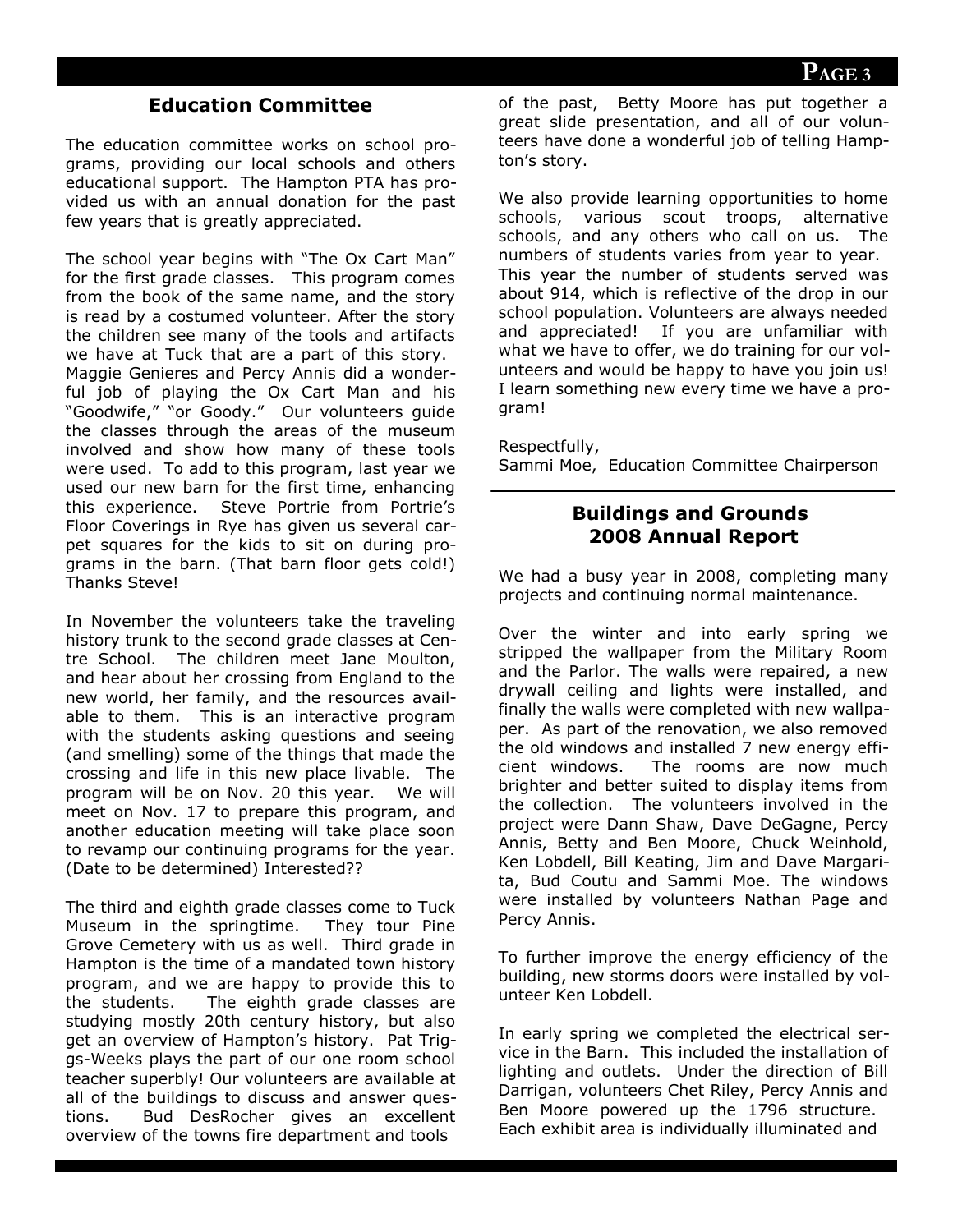## Education Committee

The education committee works on school programs, providing our local schools and others educational support. The Hampton PTA has provided us with an annual donation for the past few years that is greatly appreciated.

The school year begins with "The Ox Cart Man" for the first grade classes. This program comes from the book of the same name, and the story is read by a costumed volunteer. After the story the children see many of the tools and artifacts we have at Tuck that are a part of this story. Maggie Genieres and Percy Annis did a wonderful job of playing the Ox Cart Man and his "Goodwife," "or Goody." Our volunteers guide the classes through the areas of the museum involved and show how many of these tools were used. To add to this program, last year we used our new barn for the first time, enhancing this experience. Steve Portrie from Portrie's Floor Coverings in Rye has given us several carpet squares for the kids to sit on during programs in the barn. (That barn floor gets cold!) Thanks Steve!

In November the volunteers take the traveling history trunk to the second grade classes at Centre School. The children meet Jane Moulton, and hear about her crossing from England to the new world, her family, and the resources available to them. This is an interactive program with the students asking questions and seeing (and smelling) some of the things that made the crossing and life in this new place livable. The program will be on Nov. 20 this year. We will meet on Nov. 17 to prepare this program, and another education meeting will take place soon to revamp our continuing programs for the year. (Date to be determined) Interested??

The third and eighth grade classes come to Tuck Museum in the springtime. They tour Pine Grove Cemetery with us as well. Third grade in Hampton is the time of a mandated town history program, and we are happy to provide this to the students. The eighth grade classes are studying mostly 20th century history, but also get an overview of Hampton's history. Pat Triggs-Weeks plays the part of our one room school teacher superbly! Our volunteers are available at all of the buildings to discuss and answer questions. Bud DesRocher gives an excellent overview of the towns fire department and tools of the past, Betty Moore has put together a great slide presentation, and all of our volunteers have done a wonderful job of telling Hampton's story.

We also provide learning opportunities to home schools, various scout troops, alternative schools, and any others who call on us. The numbers of students varies from year to year. This year the number of students served was about 914, which is reflective of the drop in our school population. Volunteers are always needed and appreciated! If you are unfamiliar with what we have to offer, we do training for our volunteers and would be happy to have you join us! I learn something new every time we have a program!

Respectfully,
Sammi Moe, Education Committee Chairperson

## Buildings and Grounds 2008 Annual Report

We had a busy year in 2008, completing many projects and continuing normal maintenance.

Over the winter and into early spring we stripped the wallpaper from the Military Room and the Parlor. The walls were repaired, a new drywall ceiling and lights were installed, and finally the walls were completed with new wallpaper. As part of the renovation, we also removed the old windows and installed 7 new energy efficient windows. The rooms are now much brighter and better suited to display items from the collection. The volunteers involved in the project were Dann Shaw, Dave DeGagne, Percy Annis, Betty and Ben Moore, Chuck Weinhold, Ken Lobdell, Bill Keating, Jim and Dave Margarita, Bud Coutu and Sammi Moe. The windows were installed by volunteers Nathan Page and Percy Annis.

To further improve the energy efficiency of the building, new storms doors were installed by volunteer Ken Lobdell.

In early spring we completed the electrical service in the Barn. This included the installation of lighting and outlets. Under the direction of Bill Darrigan, volunteers Chet Riley, Percy Annis and Ben Moore powered up the 1796 structure. Each exhibit area is individually illuminated and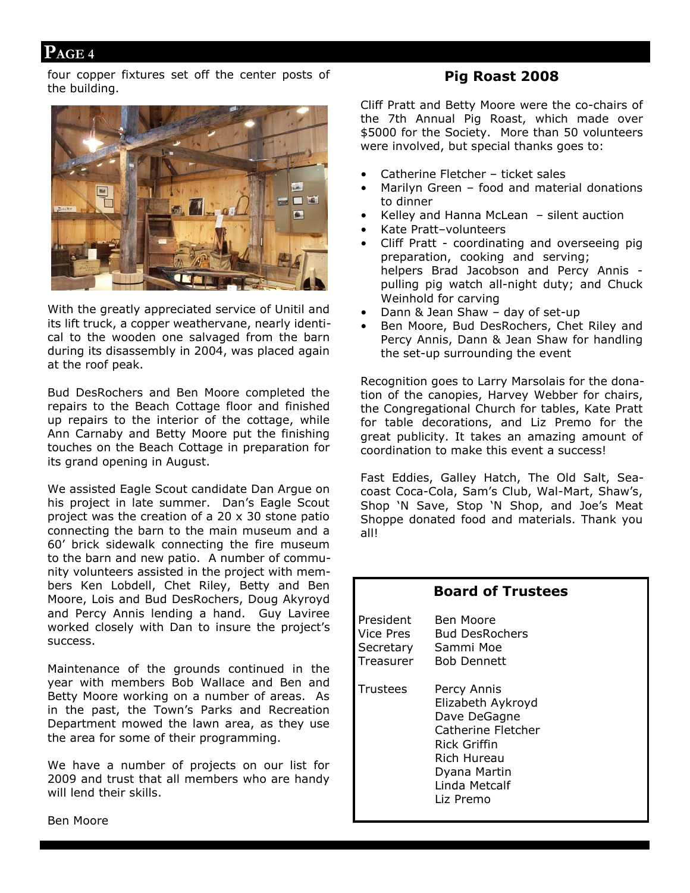four copper fixtures set off the center posts of the building.

With the greatly appreciated service of Unitil and its lift truck, a copper weathervane, nearly identical to the wooden one salvaged from the barn during its disassembly in 2004, was placed again at the roof peak.

Bud DesRochers and Ben Moore completed the repairs to the Beach Cottage floor and finished up repairs to the interior of the cottage, while Ann Carnaby and Betty Moore put the finishing touches on the Beach Cottage in preparation for its grand opening in August.

We assisted Eagle Scout candidate Dan Argue on his project in late summer. Dan's Eagle Scout project was the creation of a 20 x 30 stone patio connecting the barn to the main museum and a 60' brick sidewalk connecting the fire museum to the barn and new patio. A number of community volunteers assisted in the project with members Ken Lobdell, Chet Riley, Betty and Ben Moore, Lois and Bud DesRochers, Doug Akyroyd and Percy Annis lending a hand. Guy Laviree worked closely with Dan to insure the project's success.

Maintenance of the grounds continued in the year with members Bob Wallace and Ben and Betty Moore working on a number of areas. As in the past, the Town's Parks and Recreation Department mowed the lawn area, as they use the area for some of their programming.

We have a number of projects on our list for 2009 and trust that all members who are handy will lend their skills.

Ben Moore

## Pig Roast 2008

Cliff Pratt and Betty Moore were the co-chairs of the 7th Annual Pig Roast, which made over $5000 for the Society. More than 50 volunteers were involved, but special thanks goes to:

- Catherine Fletcher – ticket sales
- Marilyn Green – food and material donations to dinner
- Kelley and Hanna McLean – silent auction
- Kate Pratt–volunteers
- Cliff Pratt - coordinating and overseeing pig preparation, cooking and serving; helpers Brad Jacobson and Percy Annis - pulling pig watch all-night duty; and Chuck Weinhold for carving
- Dann & Jean Shaw – day of set-up
- Ben Moore, Bud DesRochers, Chet Riley and Percy Annis, Dann & Jean Shaw for handling the set-up surrounding the event

Recognition goes to Larry Marsolais for the donation of the canopies, Harvey Webber for chairs, the Congregational Church for tables, Kate Pratt for table decorations, and Liz Premo for the great publicity. It takes an amazing amount of coordination to make this event a success!

Fast Eddies, Galley Hatch, The Old Salt, Seacoast Coca-Cola, Sam's Club, Wal-Mart, Shaw's, Shop 'N Save, Stop 'N Shop, and Joe's Meat Shoppe donated food and materials. Thank you all!

## Board of Trustees

| | |
|---|---|
| President | Ben Moore |
| Vice Pres | Bud DesRochers |
| Secretary | Sammi Moe |
| Treasurer | Bob Dennett |
| Trustees | Percy Annis |
| | Elizabeth Aykroyd |
| | Dave DeGagne |
| | Catherine Fletcher |
| | Rick Griffin |
| | Rich Hureau |
| | Dyana Martin |
| | Linda Metcalf |
| | Liz Premo |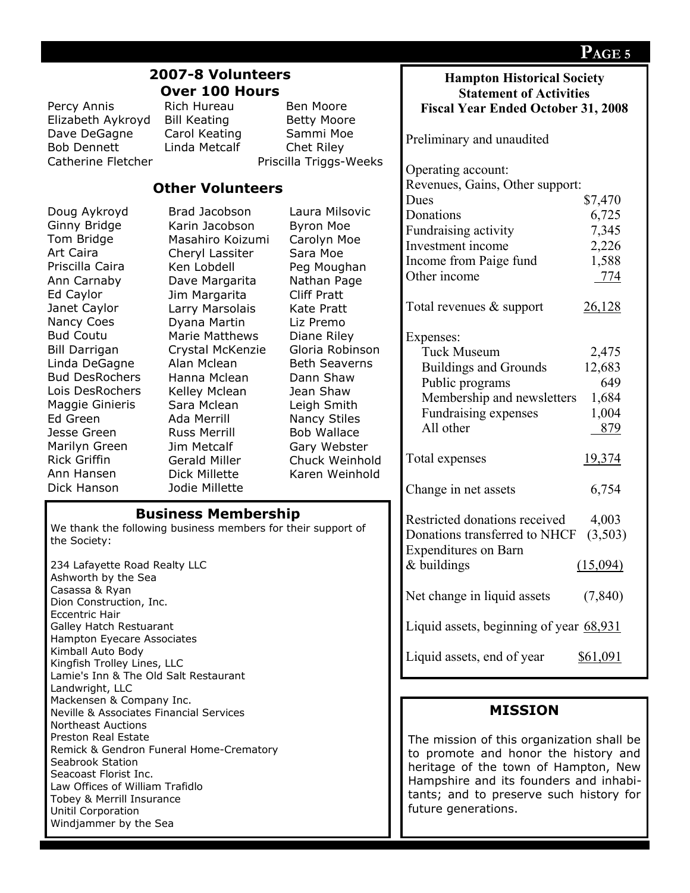## 2007-8 Volunteers
## Over 100 Hours

Percy Annis
Elizabeth Aykroyd
Dave DeGagne
Bob Dennett
Catherine Fletcher
Rich Hureau
Bill Keating
Carol Keating
Linda Metcalf
Ben Moore
Betty Moore
Sammi Moe
Chet Riley
Priscilla Triggs-Weeks

## Other Volunteers

Doug Aykroyd
Ginny Bridge
Tom Bridge
Art Caira
Priscilla Caira
Ann Carnaby
Ed Caylor
Janet Caylor
Nancy Coes
Bud Coutu
Bill Darrigan
Linda DeGagne
Bud DesRochers
Lois DesRochers
Maggie Ginieris
Ed Green
Jesse Green
Marilyn Green
Rick Griffin
Ann Hansen
Dick Hanson
Brad Jacobson
Karin Jacobson
Masahiro Koizumi
Cheryl Lassiter
Ken Lobdell
Dave Margarita
Jim Margarita
Larry Marsolais
Dyana Martin
Marie Matthews
Crystal McKenzie
Alan Mclean
Hanna Mclean
Kelley Mclean
Sara Mclean
Ada Merrill
Russ Merrill
Jim Metcalf
Gerald Miller
Dick Millette
Jodie Millette
Laura Milsovic
Byron Moe
Carolyn Moe
Sara Moe
Peg Moughan
Nathan Page
Cliff Pratt
Kate Pratt
Liz Premo
Diane Riley
Gloria Robinson
Beth Seaverns
Dann Shaw
Jean Shaw
Leigh Smith
Nancy Stiles
Bob Wallace
Gary Webster
Chuck Weinhold
Karen Weinhold

## Business Membership

We thank the following business members for their support of the Society:

234 Lafayette Road Realty LLC
Ashworth by the Sea
Casassa & Ryan
Dion Construction, Inc.
Eccentric Hair
Galley Hatch Restuarant
Hampton Eyecare Associates
Kimball Auto Body
Kingfish Trolley Lines, LLC
Lamie's Inn & The Old Salt Restaurant
Landwright, LLC
Mackensen & Company Inc.
Neville & Associates Financial Services
Northeast Auctions
Preston Real Estate
Remick & Gendron Funeral Home-Crematory
Seabrook Station
Seacoast Florist Inc.
Law Offices of William Trafidlo
Tobey & Merrill Insurance
Unitil Corporation
Windjammer by the Sea

## Hampton Historical Society Statement of Activities Fiscal Year Ended October 31, 2008

Preliminary and unaudited

| Operating account: | |
|---|---|
| Revenues, Gains, Other support: | |
| Dues | $7,470 |
| Donations | 6,725 |
| Fundraising activity | 7,345 |
| Investment income | 2,226 |
| Income from Paige fund | 1,588 |
| Other income | 774 |
| Total revenues & support | 26,128 |
| Expenses: | |
| Tuck Museum | 2,475 |
| Buildings and Grounds | 12,683 |
| Public programs | 649 |
| Membership and newsletters | 1,684 |
| Fundraising expenses | 1,004 |
| All other | 879 |
| Total expenses | 19,374 |
| Change in net assets | 6,754 |
| Restricted donations received | 4,003 |
| Donations transferred to NHCF | (3,503) |
| Expenditures on Barn & buildings | (15,094) |
| Net change in liquid assets | (7,840) |
| Liquid assets, beginning of year | 68,931 |
| Liquid assets, end of year | $61,091 |

## MISSION

The mission of this organization shall be to promote and honor the history and heritage of the town of Hampton, New Hampshire and its founders and inhabitants; and to preserve such history for future generations.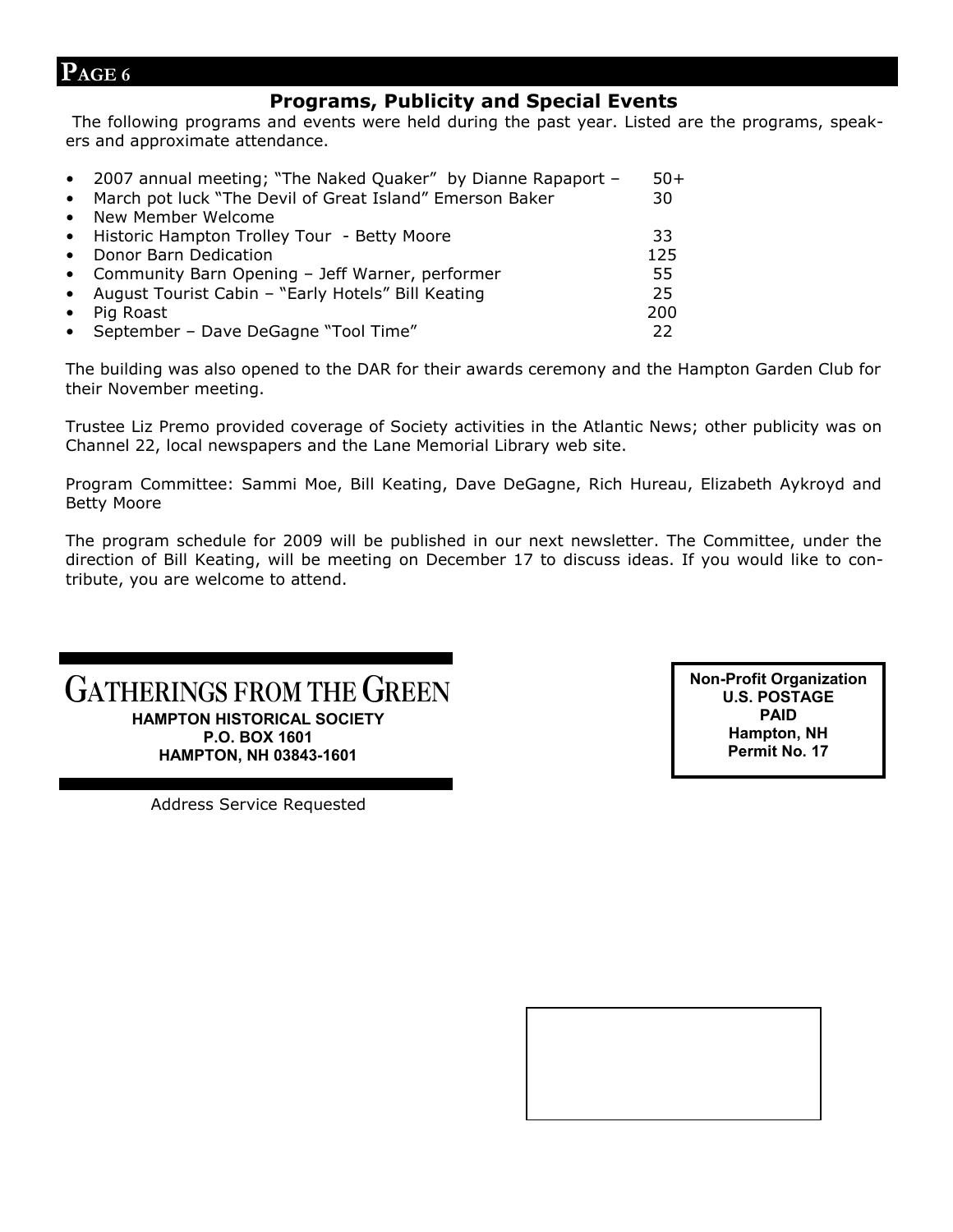## Programs, Publicity and Special Events

The following programs and events were held during the past year. Listed are the programs, speakers and approximate attendance.

| | |
|---|---|
| • 2007 annual meeting; "The Naked Quaker" by Dianne Rapaport – | 50+ |
| • March pot luck "The Devil of Great Island" Emerson Baker | 30 |
| • New Member Welcome | |
| • Historic Hampton Trolley Tour - Betty Moore | 33 |
| • Donor Barn Dedication | 125 |
| • Community Barn Opening – Jeff Warner, performer | 55 |
| • August Tourist Cabin – "Early Hotels" Bill Keating | 25 |
| • Pig Roast | 200 |
| • September – Dave DeGagne "Tool Time" | 22 |

The building was also opened to the DAR for their awards ceremony and the Hampton Garden Club for their November meeting.

Trustee Liz Premo provided coverage of Society activities in the Atlantic News; other publicity was on Channel 22, local newspapers and the Lane Memorial Library web site.

Program Committee: Sammi Moe, Bill Keating, Dave DeGagne, Rich Hureau, Elizabeth Aykroyd and Betty Moore

The program schedule for 2009 will be published in our next newsletter. The Committee, under the direction of Bill Keating, will be meeting on December 17 to discuss ideas. If you would like to contribute, you are welcome to attend.

# GATHERINGS FROM THE GREEN

**HAMPTON HISTORICAL SOCIETY**
**P.O. BOX 1601**
**HAMPTON, NH 03843-1601**

Address Service Requested

**Non-Profit Organization**
**U.S. POSTAGE**
**PAID**
**Hampton, NH**
**Permit No. 17**